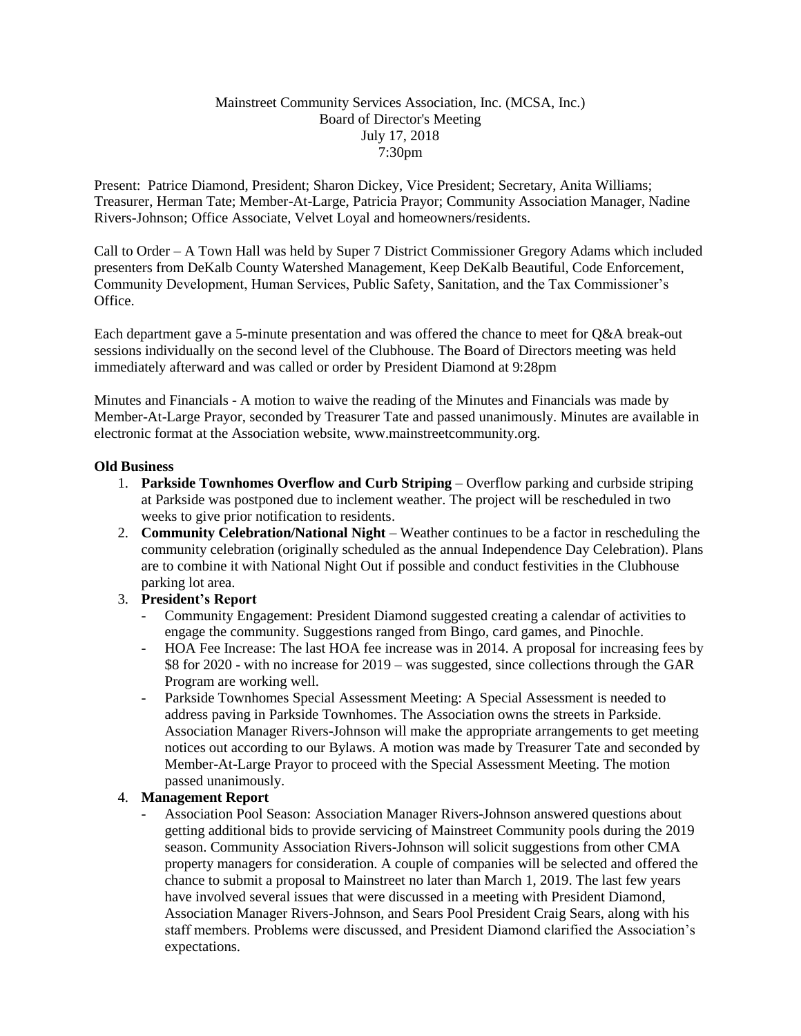Mainstreet Community Services Association, Inc. (MCSA, Inc.)
Board of Director's Meeting
July 17, 2018
7:30pm

Present: Patrice Diamond, President; Sharon Dickey, Vice President; Secretary, Anita Williams; Treasurer, Herman Tate; Member-At-Large, Patricia Prayor; Community Association Manager, Nadine Rivers-Johnson; Office Associate, Velvet Loyal and homeowners/residents.

Call to Order – A Town Hall was held by Super 7 District Commissioner Gregory Adams which included presenters from DeKalb County Watershed Management, Keep DeKalb Beautiful, Code Enforcement, Community Development, Human Services, Public Safety, Sanitation, and the Tax Commissioner's Office.

Each department gave a 5-minute presentation and was offered the chance to meet for Q&A break-out sessions individually on the second level of the Clubhouse. The Board of Directors meeting was held immediately afterward and was called or order by President Diamond at 9:28pm

Minutes and Financials - A motion to waive the reading of the Minutes and Financials was made by Member-At-Large Prayor, seconded by Treasurer Tate and passed unanimously. Minutes are available in electronic format at the Association website, www.mainstreetcommunity.org.

**Old Business**

1. **Parkside Townhomes Overflow and Curb Striping** – Overflow parking and curbside striping at Parkside was postponed due to inclement weather. The project will be rescheduled in two weeks to give prior notification to residents.
2. **Community Celebration/National Night** – Weather continues to be a factor in rescheduling the community celebration (originally scheduled as the annual Independence Day Celebration). Plans are to combine it with National Night Out if possible and conduct festivities in the Clubhouse parking lot area.
3. **President's Report**
   - Community Engagement: President Diamond suggested creating a calendar of activities to engage the community. Suggestions ranged from Bingo, card games, and Pinochle.
   - HOA Fee Increase: The last HOA fee increase was in 2014. A proposal for increasing fees by $8 for 2020 - with no increase for 2019 – was suggested, since collections through the GAR Program are working well.
   - Parkside Townhomes Special Assessment Meeting: A Special Assessment is needed to address paving in Parkside Townhomes. The Association owns the streets in Parkside. Association Manager Rivers-Johnson will make the appropriate arrangements to get meeting notices out according to our Bylaws. A motion was made by Treasurer Tate and seconded by Member-At-Large Prayor to proceed with the Special Assessment Meeting. The motion passed unanimously.
4. **Management Report**
   - Association Pool Season: Association Manager Rivers-Johnson answered questions about getting additional bids to provide servicing of Mainstreet Community pools during the 2019 season. Community Association Rivers-Johnson will solicit suggestions from other CMA property managers for consideration. A couple of companies will be selected and offered the chance to submit a proposal to Mainstreet no later than March 1, 2019. The last few years have involved several issues that were discussed in a meeting with President Diamond, Association Manager Rivers-Johnson, and Sears Pool President Craig Sears, along with his staff members. Problems were discussed, and President Diamond clarified the Association's expectations.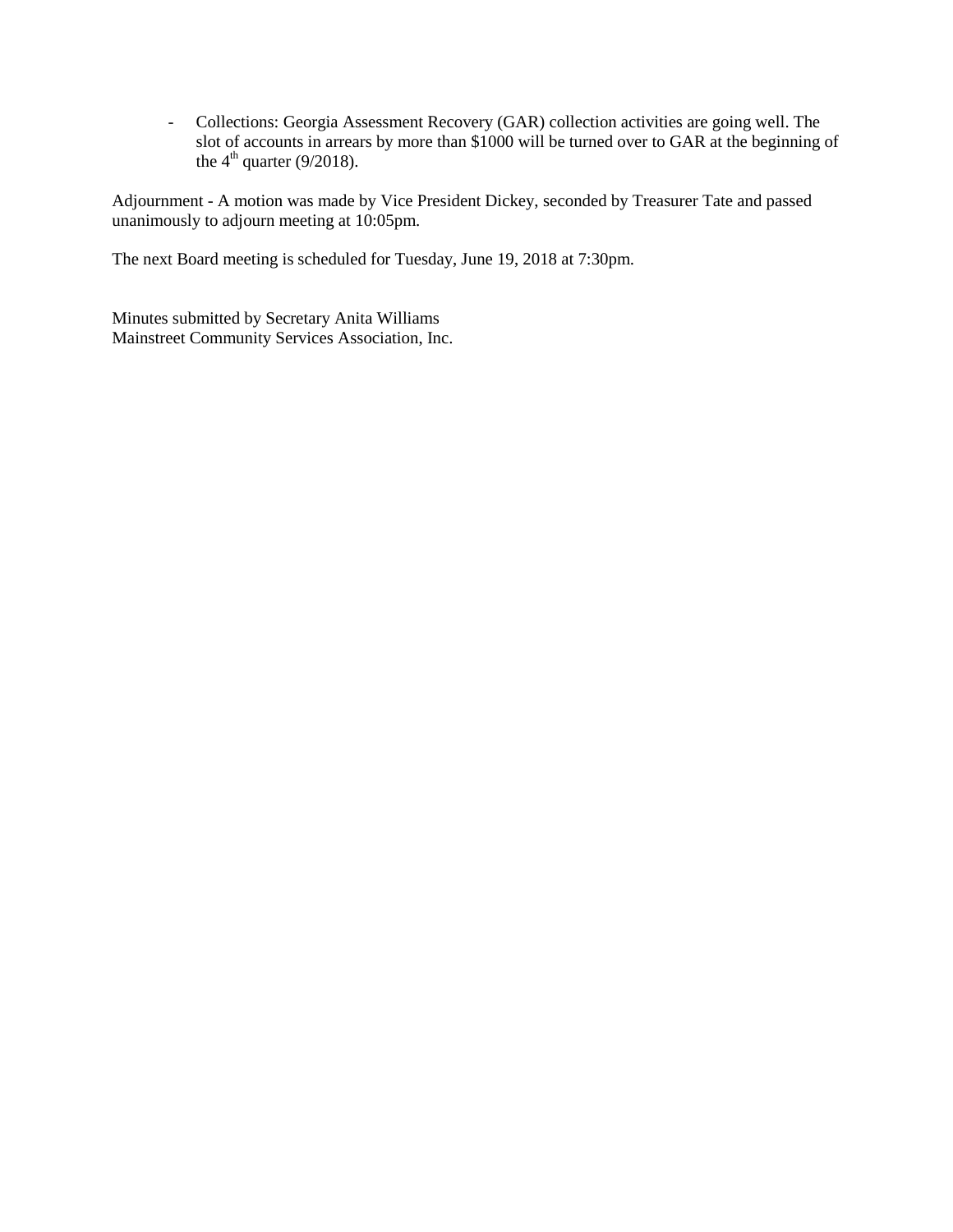- Collections: Georgia Assessment Recovery (GAR) collection activities are going well. The slot of accounts in arrears by more than $1000 will be turned over to GAR at the beginning of the 4$^{th}$ quarter (9/2018).

Adjournment - A motion was made by Vice President Dickey, seconded by Treasurer Tate and passed unanimously to adjourn meeting at 10:05pm.

The next Board meeting is scheduled for Tuesday, June 19, 2018 at 7:30pm.

Minutes submitted by Secretary Anita Williams
Mainstreet Community Services Association, Inc.